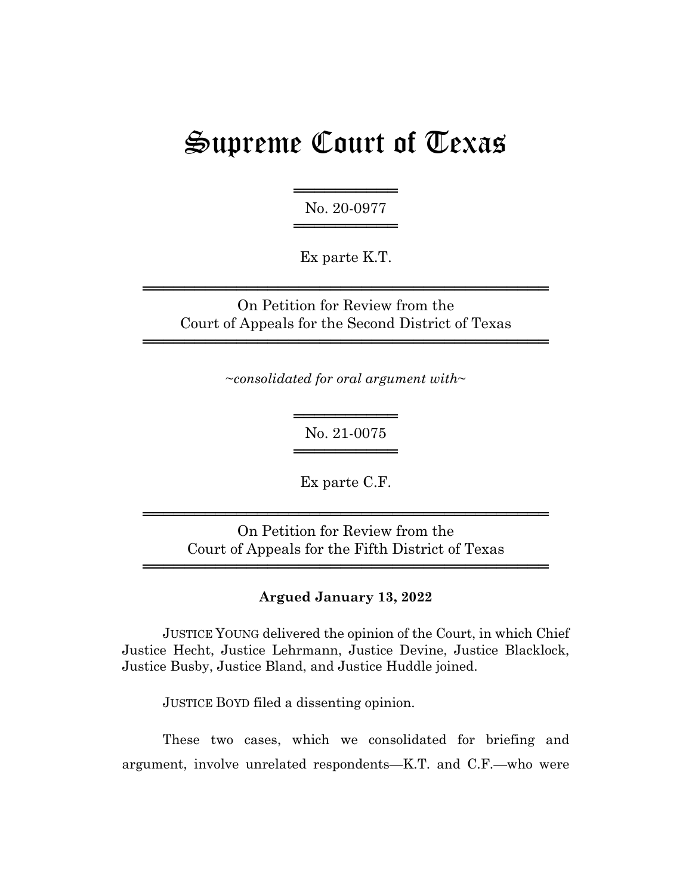# Supreme Court of Texas

No. 20-0977

Ex parte K.T.

On Petition for Review from the
Court of Appeals for the Second District of Texas

*~consolidated for oral argument with~*

No. 21-0075

Ex parte C.F.

On Petition for Review from the
Court of Appeals for the Fifth District of Texas

**Argued January 13, 2022**

JUSTICE YOUNG delivered the opinion of the Court, in which Chief Justice Hecht, Justice Lehrmann, Justice Devine, Justice Blacklock, Justice Busby, Justice Bland, and Justice Huddle joined.

JUSTICE BOYD filed a dissenting opinion.

These two cases, which we consolidated for briefing and argument, involve unrelated respondents—K.T. and C.F.—who were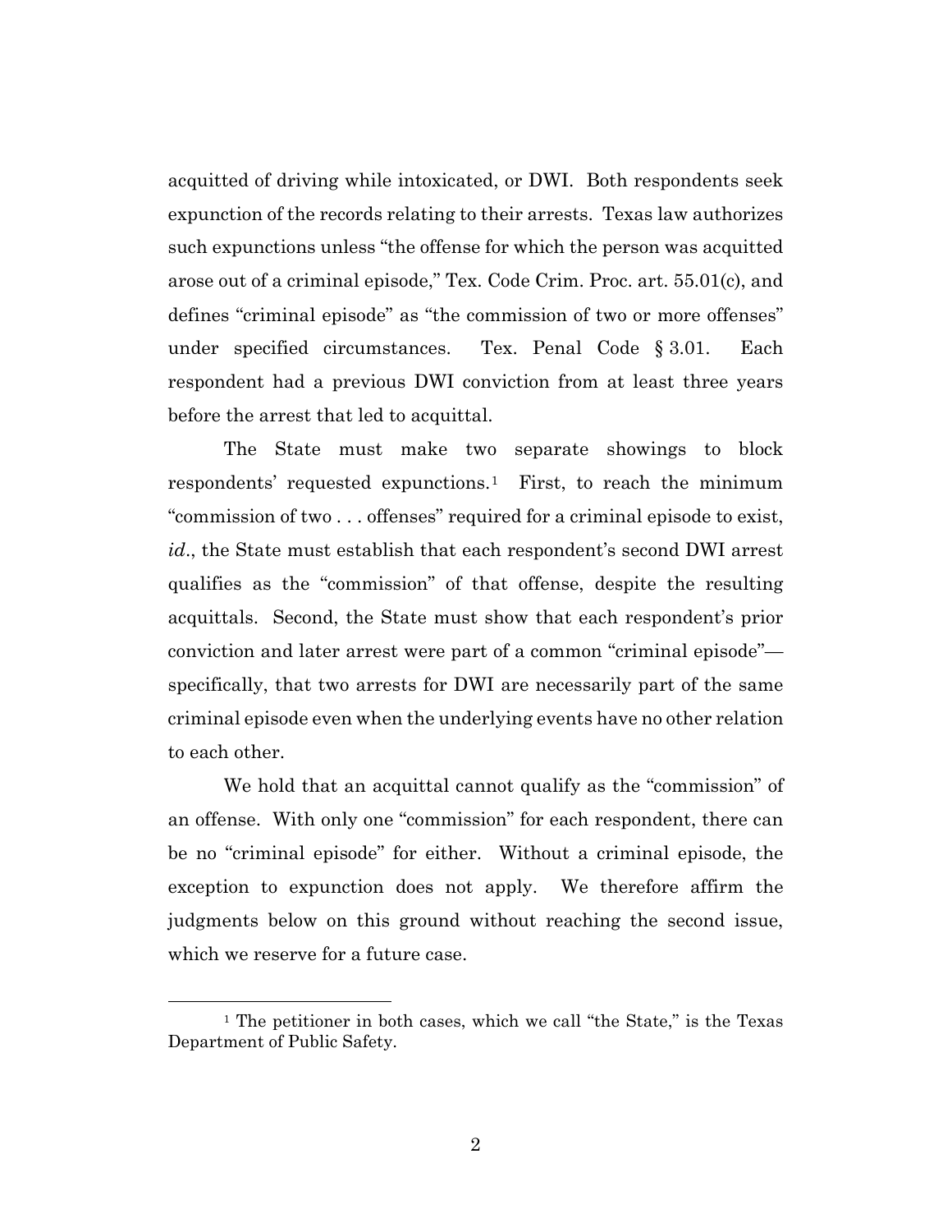acquitted of driving while intoxicated, or DWI. Both respondents seek expunction of the records relating to their arrests. Texas law authorizes such expunctions unless "the offense for which the person was acquitted arose out of a criminal episode," Tex. Code Crim. Proc. art. 55.01(c), and defines "criminal episode" as "the commission of two or more offenses" under specified circumstances. Tex. Penal Code § 3.01. Each respondent had a previous DWI conviction from at least three years before the arrest that led to acquittal.

The State must make two separate showings to block respondents' requested expunctions.[1] First, to reach the minimum "commission of two . . . offenses" required for a criminal episode to exist, *id*., the State must establish that each respondent's second DWI arrest qualifies as the "commission" of that offense, despite the resulting acquittals. Second, the State must show that each respondent's prior conviction and later arrest were part of a common "criminal episode"—specifically, that two arrests for DWI are necessarily part of the same criminal episode even when the underlying events have no other relation to each other.

We hold that an acquittal cannot qualify as the "commission" of an offense. With only one "commission" for each respondent, there can be no "criminal episode" for either. Without a criminal episode, the exception to expunction does not apply. We therefore affirm the judgments below on this ground without reaching the second issue, which we reserve for a future case.

[1] The petitioner in both cases, which we call "the State," is the Texas Department of Public Safety.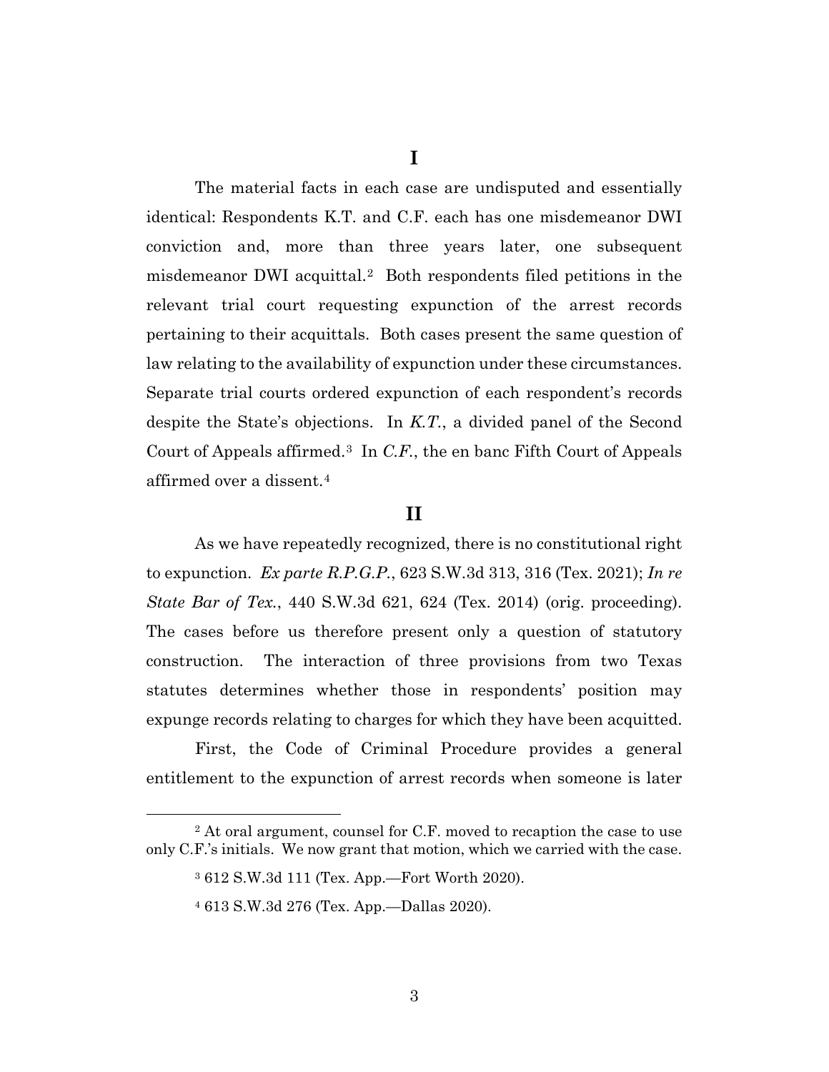# I

The material facts in each case are undisputed and essentially identical: Respondents K.T. and C.F. each has one misdemeanor DWI conviction and, more than three years later, one subsequent misdemeanor DWI acquittal.[2] Both respondents filed petitions in the relevant trial court requesting expunction of the arrest records pertaining to their acquittals. Both cases present the same question of law relating to the availability of expunction under these circumstances. Separate trial courts ordered expunction of each respondent's records despite the State's objections. In *K.T.*, a divided panel of the Second Court of Appeals affirmed.[3] In *C.F.*, the en banc Fifth Court of Appeals affirmed over a dissent.[4]

# II

As we have repeatedly recognized, there is no constitutional right to expunction. *Ex parte R.P.G.P.*, 623 S.W.3d 313, 316 (Tex. 2021); *In re State Bar of Tex.*, 440 S.W.3d 621, 624 (Tex. 2014) (orig. proceeding). The cases before us therefore present only a question of statutory construction. The interaction of three provisions from two Texas statutes determines whether those in respondents' position may expunge records relating to charges for which they have been acquitted.

First, the Code of Criminal Procedure provides a general entitlement to the expunction of arrest records when someone is later

---

[2] At oral argument, counsel for C.F. moved to recaption the case to use only C.F.'s initials. We now grant that motion, which we carried with the case.

[3] 612 S.W.3d 111 (Tex. App.—Fort Worth 2020).

[4] 613 S.W.3d 276 (Tex. App.—Dallas 2020).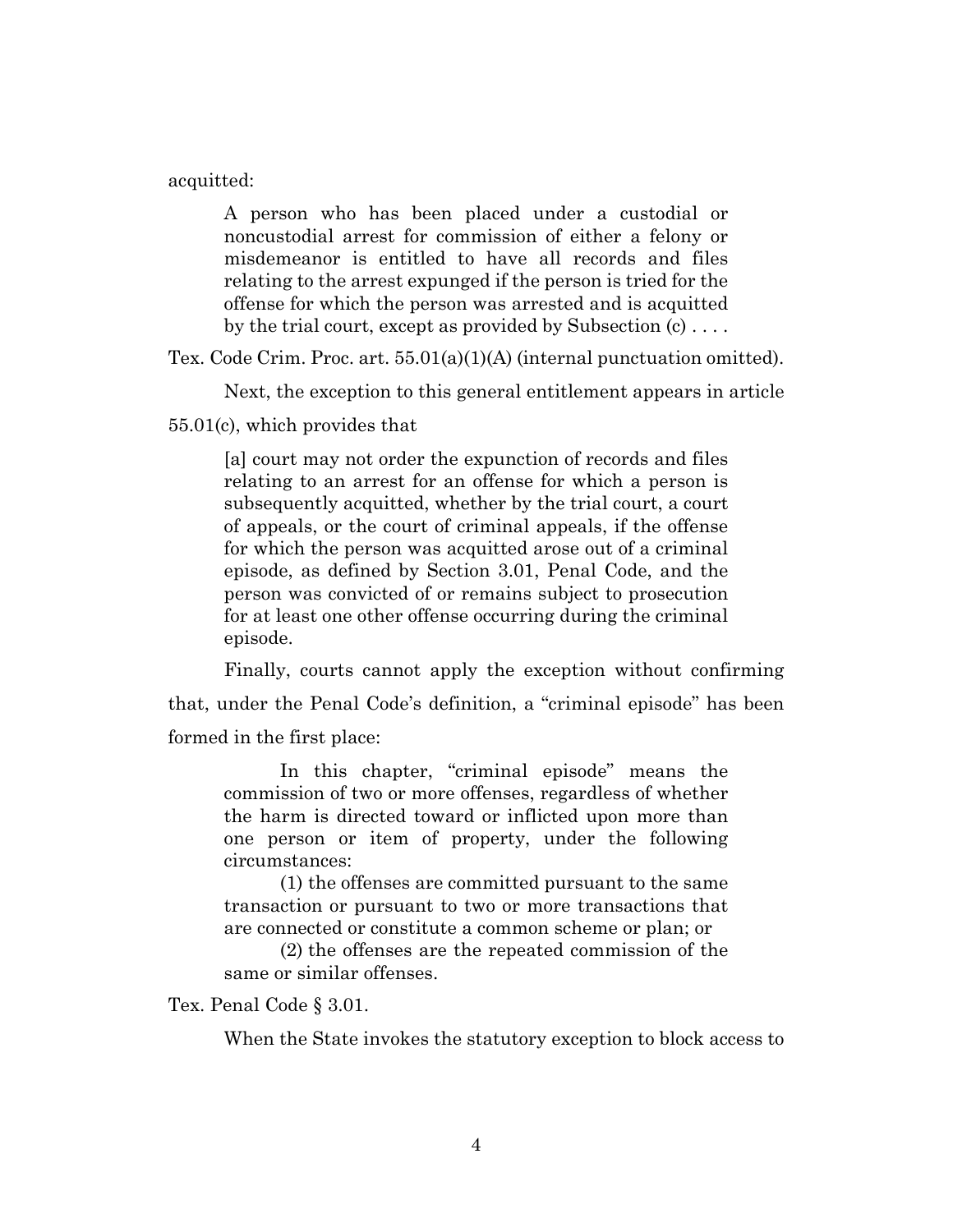acquitted:

> A person who has been placed under a custodial or noncustodial arrest for commission of either a felony or misdemeanor is entitled to have all records and files relating to the arrest expunged if the person is tried for the offense for which the person was arrested and is acquitted by the trial court, except as provided by Subsection (c) . . . .

Tex. Code Crim. Proc. art. 55.01(a)(1)(A) (internal punctuation omitted).

Next, the exception to this general entitlement appears in article 55.01(c), which provides that

> [a] court may not order the expunction of records and files relating to an arrest for an offense for which a person is subsequently acquitted, whether by the trial court, a court of appeals, or the court of criminal appeals, if the offense for which the person was acquitted arose out of a criminal episode, as defined by Section 3.01, Penal Code, and the person was convicted of or remains subject to prosecution for at least one other offense occurring during the criminal episode.

Finally, courts cannot apply the exception without confirming that, under the Penal Code's definition, a "criminal episode" has been formed in the first place:

> In this chapter, "criminal episode" means the commission of two or more offenses, regardless of whether the harm is directed toward or inflicted upon more than one person or item of property, under the following circumstances:
>
> (1) the offenses are committed pursuant to the same transaction or pursuant to two or more transactions that are connected or constitute a common scheme or plan; or
>
> (2) the offenses are the repeated commission of the same or similar offenses.

Tex. Penal Code § 3.01.

When the State invokes the statutory exception to block access to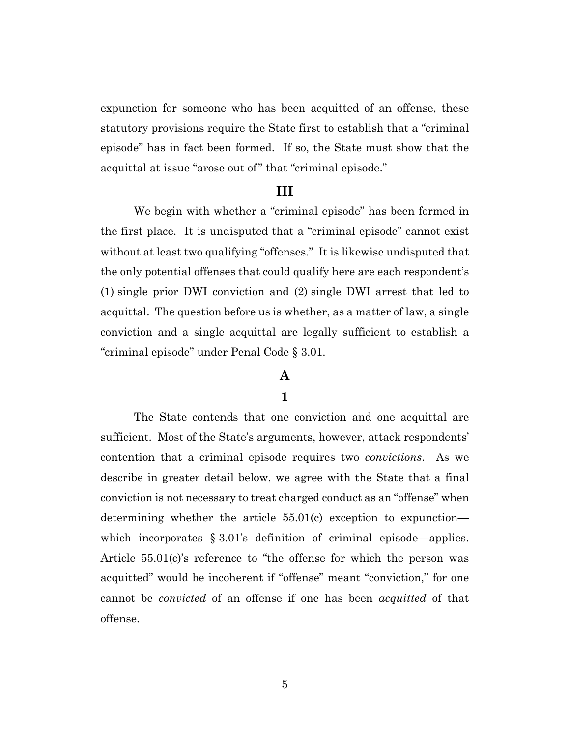expunction for someone who has been acquitted of an offense, these statutory provisions require the State first to establish that a "criminal episode" has in fact been formed. If so, the State must show that the acquittal at issue "arose out of" that "criminal episode."

## III

We begin with whether a "criminal episode" has been formed in the first place. It is undisputed that a "criminal episode" cannot exist without at least two qualifying "offenses." It is likewise undisputed that the only potential offenses that could qualify here are each respondent's (1) single prior DWI conviction and (2) single DWI arrest that led to acquittal. The question before us is whether, as a matter of law, a single conviction and a single acquittal are legally sufficient to establish a "criminal episode" under Penal Code § 3.01.

### A

#### 1

The State contends that one conviction and one acquittal are sufficient. Most of the State's arguments, however, attack respondents' contention that a criminal episode requires two *convictions*. As we describe in greater detail below, we agree with the State that a final conviction is not necessary to treat charged conduct as an "offense" when determining whether the article 55.01(c) exception to expunction—which incorporates § 3.01's definition of criminal episode—applies. Article 55.01(c)'s reference to "the offense for which the person was acquitted" would be incoherent if "offense" meant "conviction," for one cannot be *convicted* of an offense if one has been *acquitted* of that offense.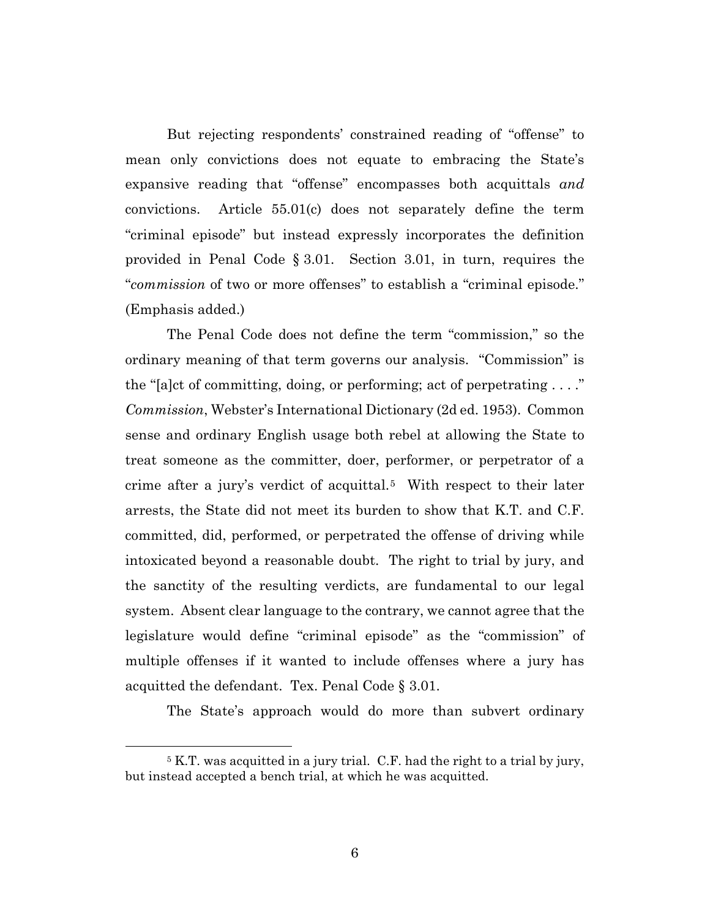But rejecting respondents' constrained reading of "offense" to mean only convictions does not equate to embracing the State's expansive reading that "offense" encompasses both acquittals *and* convictions. Article 55.01(c) does not separately define the term "criminal episode" but instead expressly incorporates the definition provided in Penal Code § 3.01. Section 3.01, in turn, requires the "*commission* of two or more offenses" to establish a "criminal episode." (Emphasis added.)

The Penal Code does not define the term "commission," so the ordinary meaning of that term governs our analysis. "Commission" is the "[a]ct of committing, doing, or performing; act of perpetrating . . . ." *Commission*, Webster's International Dictionary (2d ed. 1953). Common sense and ordinary English usage both rebel at allowing the State to treat someone as the committer, doer, performer, or perpetrator of a crime after a jury's verdict of acquittal.[5] With respect to their later arrests, the State did not meet its burden to show that K.T. and C.F. committed, did, performed, or perpetrated the offense of driving while intoxicated beyond a reasonable doubt. The right to trial by jury, and the sanctity of the resulting verdicts, are fundamental to our legal system. Absent clear language to the contrary, we cannot agree that the legislature would define "criminal episode" as the "commission" of multiple offenses if it wanted to include offenses where a jury has acquitted the defendant. Tex. Penal Code § 3.01.

The State's approach would do more than subvert ordinary

[5] K.T. was acquitted in a jury trial. C.F. had the right to a trial by jury, but instead accepted a bench trial, at which he was acquitted.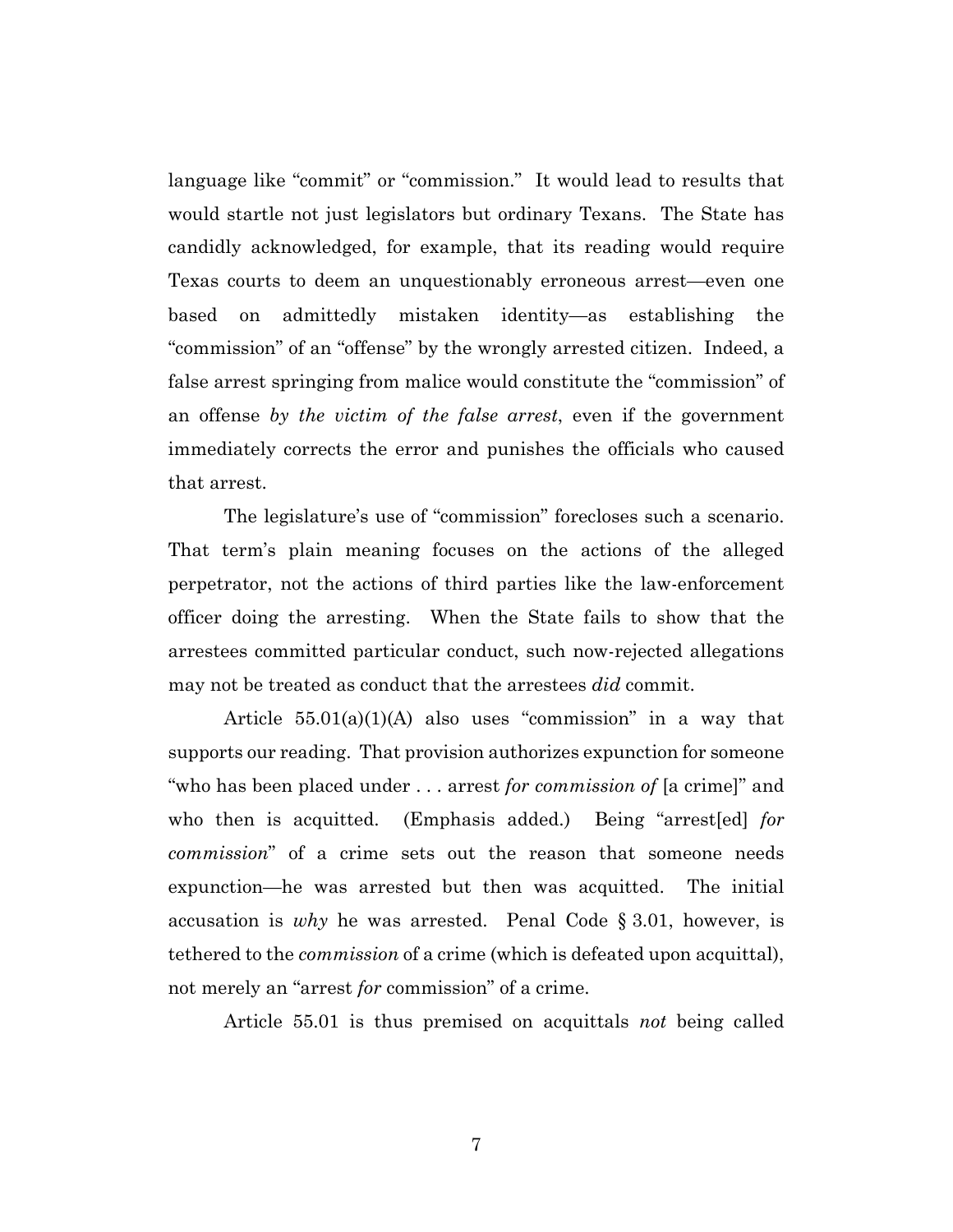language like "commit" or "commission." It would lead to results that would startle not just legislators but ordinary Texans. The State has candidly acknowledged, for example, that its reading would require Texas courts to deem an unquestionably erroneous arrest—even one based on admittedly mistaken identity—as establishing the "commission" of an "offense" by the wrongly arrested citizen. Indeed, a false arrest springing from malice would constitute the "commission" of an offense *by the victim of the false arrest*, even if the government immediately corrects the error and punishes the officials who caused that arrest.

The legislature's use of "commission" forecloses such a scenario. That term's plain meaning focuses on the actions of the alleged perpetrator, not the actions of third parties like the law-enforcement officer doing the arresting. When the State fails to show that the arrestees committed particular conduct, such now-rejected allegations may not be treated as conduct that the arrestees *did* commit.

Article 55.01(a)(1)(A) also uses "commission" in a way that supports our reading. That provision authorizes expunction for someone "who has been placed under . . . arrest *for commission of* [a crime]" and who then is acquitted. (Emphasis added.) Being "arrest[ed] *for commission*" of a crime sets out the reason that someone needs expunction—he was arrested but then was acquitted. The initial accusation is *why* he was arrested. Penal Code § 3.01, however, is tethered to the *commission* of a crime (which is defeated upon acquittal), not merely an "arrest *for* commission" of a crime.

Article 55.01 is thus premised on acquittals *not* being called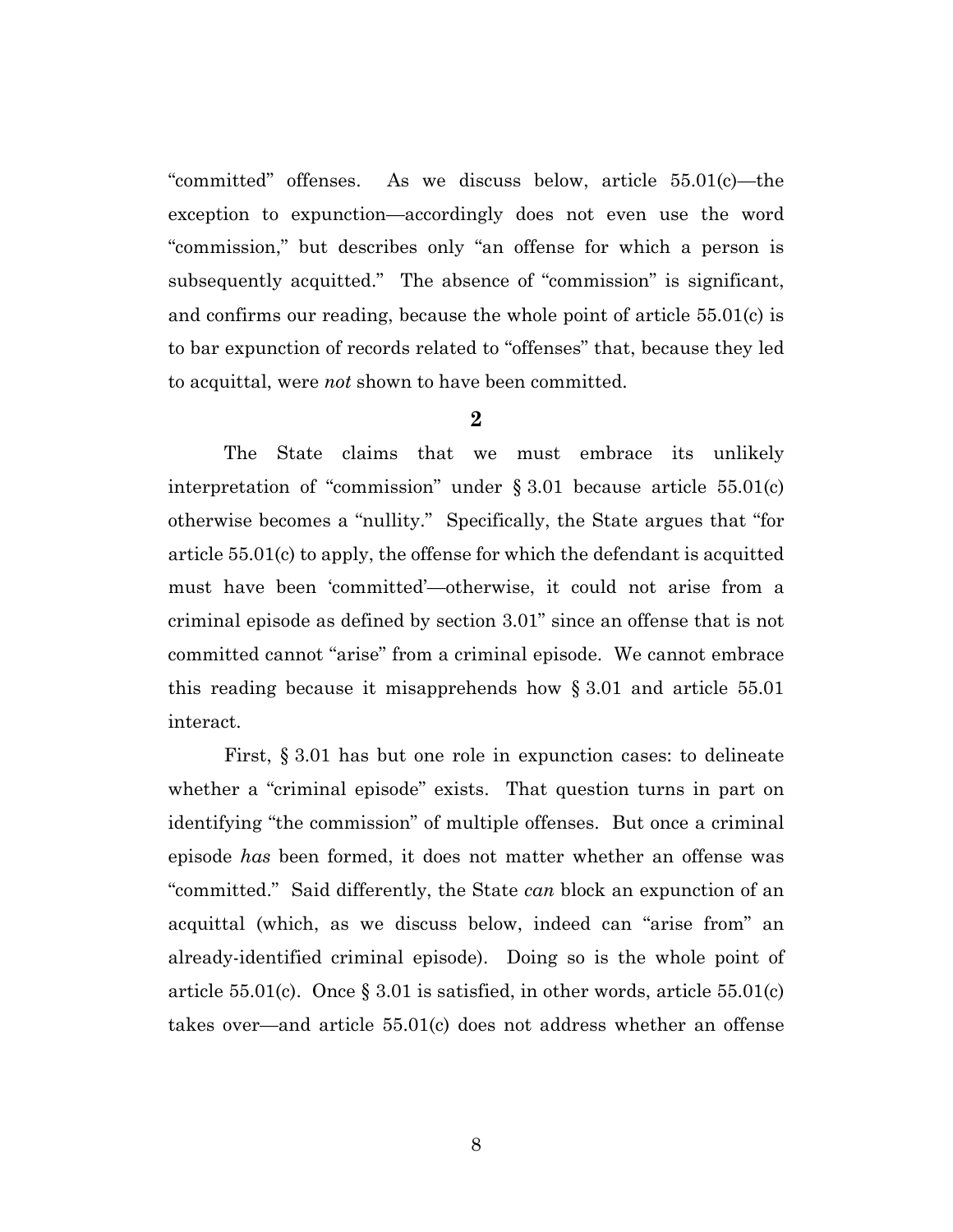"committed" offenses. As we discuss below, article 55.01(c)—the exception to expunction—accordingly does not even use the word "commission," but describes only "an offense for which a person is subsequently acquitted." The absence of "commission" is significant, and confirms our reading, because the whole point of article 55.01(c) is to bar expunction of records related to "offenses" that, because they led to acquittal, were *not* shown to have been committed.

**2**

The State claims that we must embrace its unlikely interpretation of "commission" under § 3.01 because article 55.01(c) otherwise becomes a "nullity." Specifically, the State argues that "for article 55.01(c) to apply, the offense for which the defendant is acquitted must have been 'committed'—otherwise, it could not arise from a criminal episode as defined by section 3.01" since an offense that is not committed cannot "arise" from a criminal episode. We cannot embrace this reading because it misapprehends how § 3.01 and article 55.01 interact.

First, § 3.01 has but one role in expunction cases: to delineate whether a "criminal episode" exists. That question turns in part on identifying "the commission" of multiple offenses. But once a criminal episode *has* been formed, it does not matter whether an offense was "committed." Said differently, the State *can* block an expunction of an acquittal (which, as we discuss below, indeed can "arise from" an already-identified criminal episode). Doing so is the whole point of article 55.01(c). Once § 3.01 is satisfied, in other words, article 55.01(c) takes over—and article 55.01(c) does not address whether an offense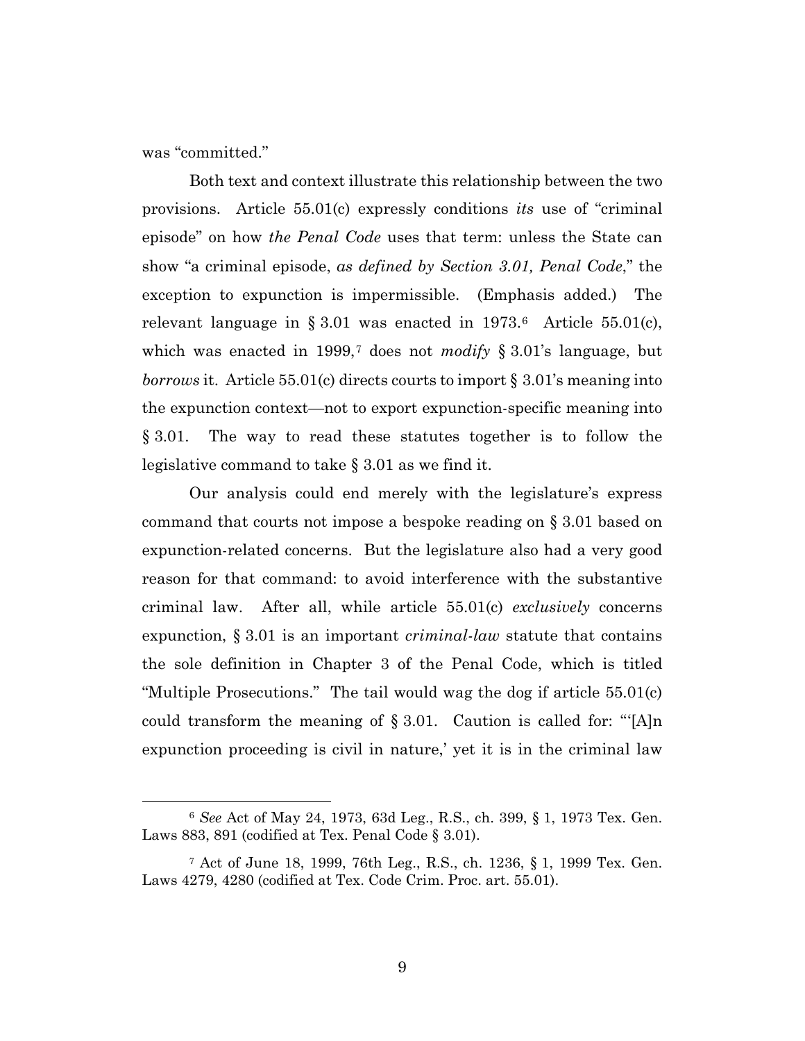was "committed."

Both text and context illustrate this relationship between the two provisions. Article 55.01(c) expressly conditions *its* use of "criminal episode" on how *the Penal Code* uses that term: unless the State can show "a criminal episode, *as defined by Section 3.01, Penal Code*," the exception to expunction is impermissible. (Emphasis added.) The relevant language in § 3.01 was enacted in 1973.[6] Article 55.01(c), which was enacted in 1999,[7] does not *modify* § 3.01's language, but *borrows* it. Article 55.01(c) directs courts to import § 3.01's meaning into the expunction context—not to export expunction-specific meaning into § 3.01. The way to read these statutes together is to follow the legislative command to take § 3.01 as we find it.

Our analysis could end merely with the legislature's express command that courts not impose a bespoke reading on § 3.01 based on expunction-related concerns. But the legislature also had a very good reason for that command: to avoid interference with the substantive criminal law. After all, while article 55.01(c) *exclusively* concerns expunction, § 3.01 is an important *criminal-law* statute that contains the sole definition in Chapter 3 of the Penal Code, which is titled "Multiple Prosecutions." The tail would wag the dog if article 55.01(c) could transform the meaning of § 3.01. Caution is called for: "'[A]n expunction proceeding is civil in nature,' yet it is in the criminal law

---

[6] *See* Act of May 24, 1973, 63d Leg., R.S., ch. 399, § 1, 1973 Tex. Gen. Laws 883, 891 (codified at Tex. Penal Code § 3.01).

[7] Act of June 18, 1999, 76th Leg., R.S., ch. 1236, § 1, 1999 Tex. Gen. Laws 4279, 4280 (codified at Tex. Code Crim. Proc. art. 55.01).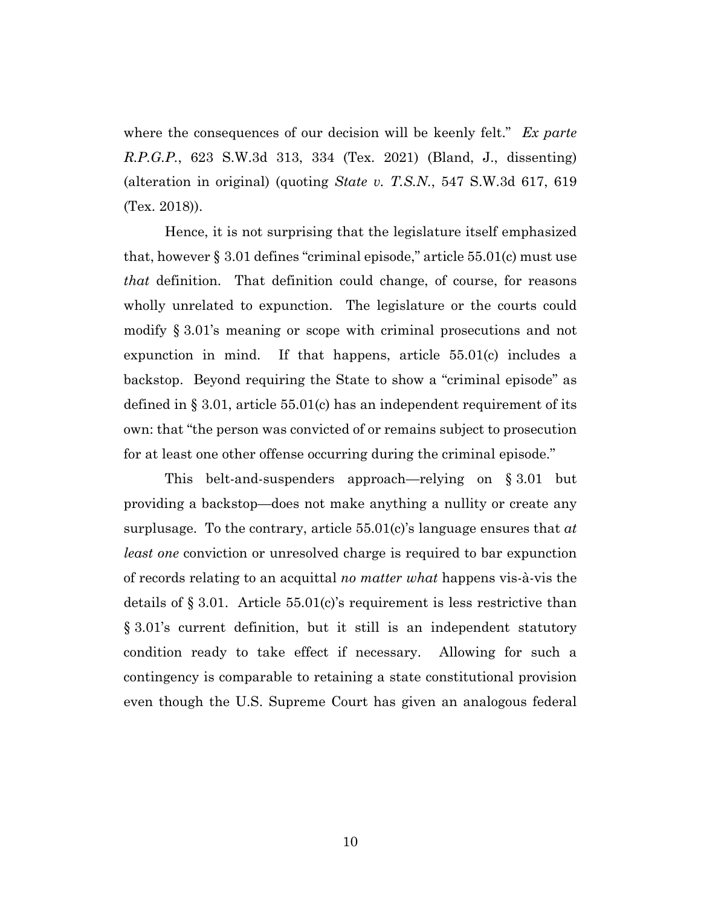where the consequences of our decision will be keenly felt." *Ex parte R.P.G.P.*, 623 S.W.3d 313, 334 (Tex. 2021) (Bland, J., dissenting) (alteration in original) (quoting *State v. T.S.N.*, 547 S.W.3d 617, 619 (Tex. 2018)).

Hence, it is not surprising that the legislature itself emphasized that, however § 3.01 defines "criminal episode," article 55.01(c) must use *that* definition. That definition could change, of course, for reasons wholly unrelated to expunction. The legislature or the courts could modify § 3.01's meaning or scope with criminal prosecutions and not expunction in mind. If that happens, article 55.01(c) includes a backstop. Beyond requiring the State to show a "criminal episode" as defined in § 3.01, article 55.01(c) has an independent requirement of its own: that "the person was convicted of or remains subject to prosecution for at least one other offense occurring during the criminal episode."

This belt-and-suspenders approach—relying on § 3.01 but providing a backstop—does not make anything a nullity or create any surplusage. To the contrary, article 55.01(c)'s language ensures that *at least one* conviction or unresolved charge is required to bar expunction of records relating to an acquittal *no matter what* happens vis-à-vis the details of § 3.01. Article 55.01(c)'s requirement is less restrictive than § 3.01's current definition, but it still is an independent statutory condition ready to take effect if necessary. Allowing for such a contingency is comparable to retaining a state constitutional provision even though the U.S. Supreme Court has given an analogous federal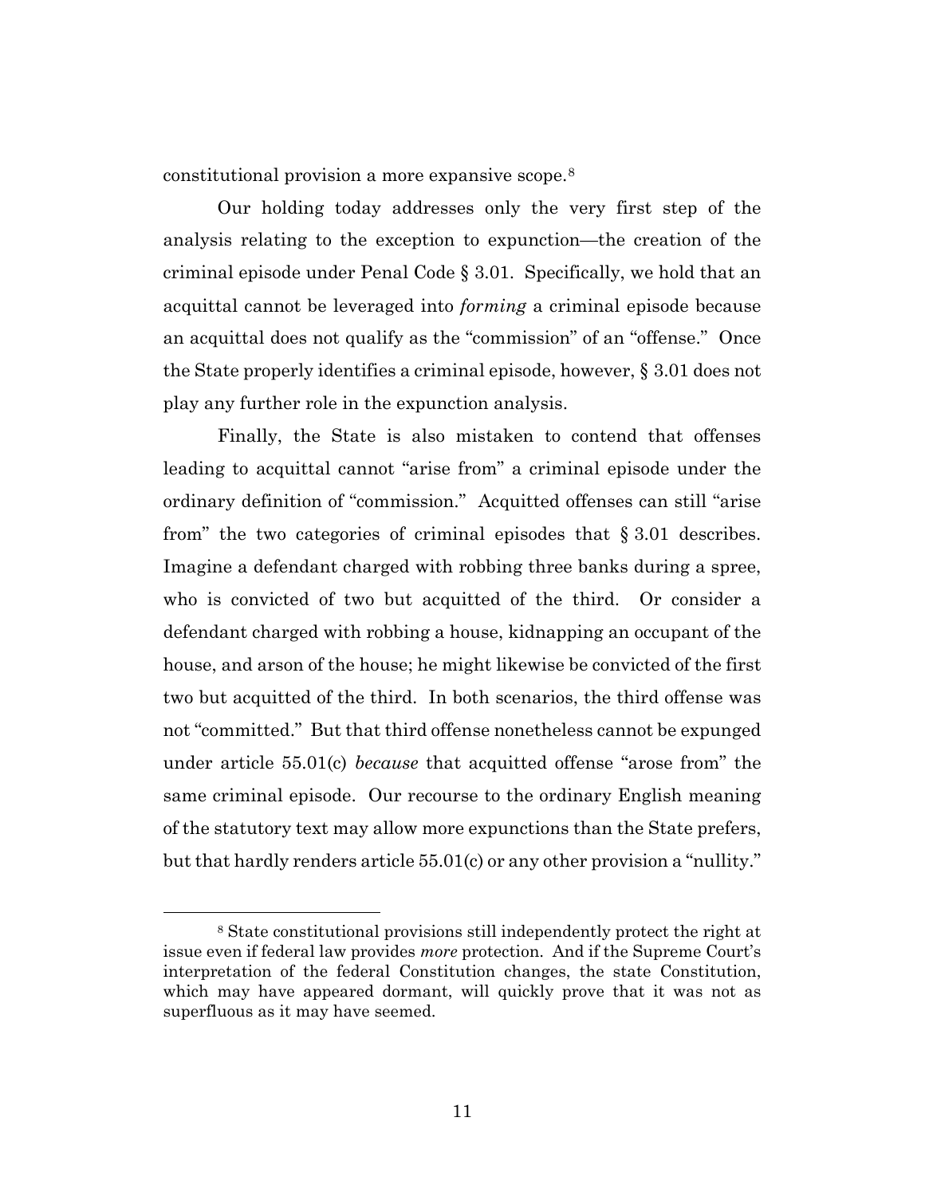constitutional provision a more expansive scope.[8]

Our holding today addresses only the very first step of the analysis relating to the exception to expunction—the creation of the criminal episode under Penal Code § 3.01. Specifically, we hold that an acquittal cannot be leveraged into *forming* a criminal episode because an acquittal does not qualify as the "commission" of an "offense." Once the State properly identifies a criminal episode, however, § 3.01 does not play any further role in the expunction analysis.

Finally, the State is also mistaken to contend that offenses leading to acquittal cannot "arise from" a criminal episode under the ordinary definition of "commission." Acquitted offenses can still "arise from" the two categories of criminal episodes that § 3.01 describes. Imagine a defendant charged with robbing three banks during a spree, who is convicted of two but acquitted of the third. Or consider a defendant charged with robbing a house, kidnapping an occupant of the house, and arson of the house; he might likewise be convicted of the first two but acquitted of the third. In both scenarios, the third offense was not "committed." But that third offense nonetheless cannot be expunged under article 55.01(c) *because* that acquitted offense "arose from" the same criminal episode. Our recourse to the ordinary English meaning of the statutory text may allow more expunctions than the State prefers, but that hardly renders article 55.01(c) or any other provision a "nullity."

---

[8] State constitutional provisions still independently protect the right at issue even if federal law provides *more* protection. And if the Supreme Court's interpretation of the federal Constitution changes, the state Constitution, which may have appeared dormant, will quickly prove that it was not as superfluous as it may have seemed.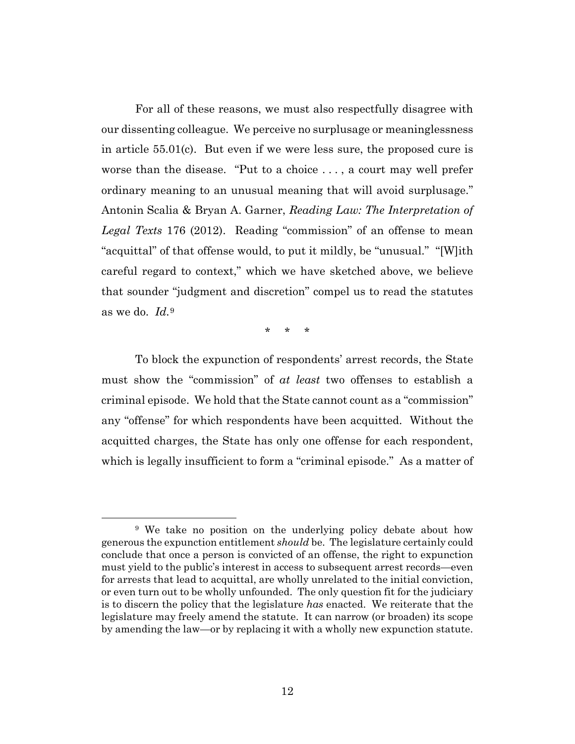For all of these reasons, we must also respectfully disagree with our dissenting colleague. We perceive no surplusage or meaninglessness in article 55.01(c). But even if we were less sure, the proposed cure is worse than the disease. "Put to a choice . . . , a court may well prefer ordinary meaning to an unusual meaning that will avoid surplusage." Antonin Scalia & Bryan A. Garner, *Reading Law: The Interpretation of Legal Texts* 176 (2012). Reading "commission" of an offense to mean "acquittal" of that offense would, to put it mildly, be "unusual." "[W]ith careful regard to context," which we have sketched above, we believe that sounder "judgment and discretion" compel us to read the statutes as we do. *Id.*[9]

\* \* \*

To block the expunction of respondents' arrest records, the State must show the "commission" of *at least* two offenses to establish a criminal episode. We hold that the State cannot count as a "commission" any "offense" for which respondents have been acquitted. Without the acquitted charges, the State has only one offense for each respondent, which is legally insufficient to form a "criminal episode." As a matter of

[9] We take no position on the underlying policy debate about how generous the expunction entitlement *should* be. The legislature certainly could conclude that once a person is convicted of an offense, the right to expunction must yield to the public's interest in access to subsequent arrest records—even for arrests that lead to acquittal, are wholly unrelated to the initial conviction, or even turn out to be wholly unfounded. The only question fit for the judiciary is to discern the policy that the legislature *has* enacted. We reiterate that the legislature may freely amend the statute. It can narrow (or broaden) its scope by amending the law—or by replacing it with a wholly new expunction statute.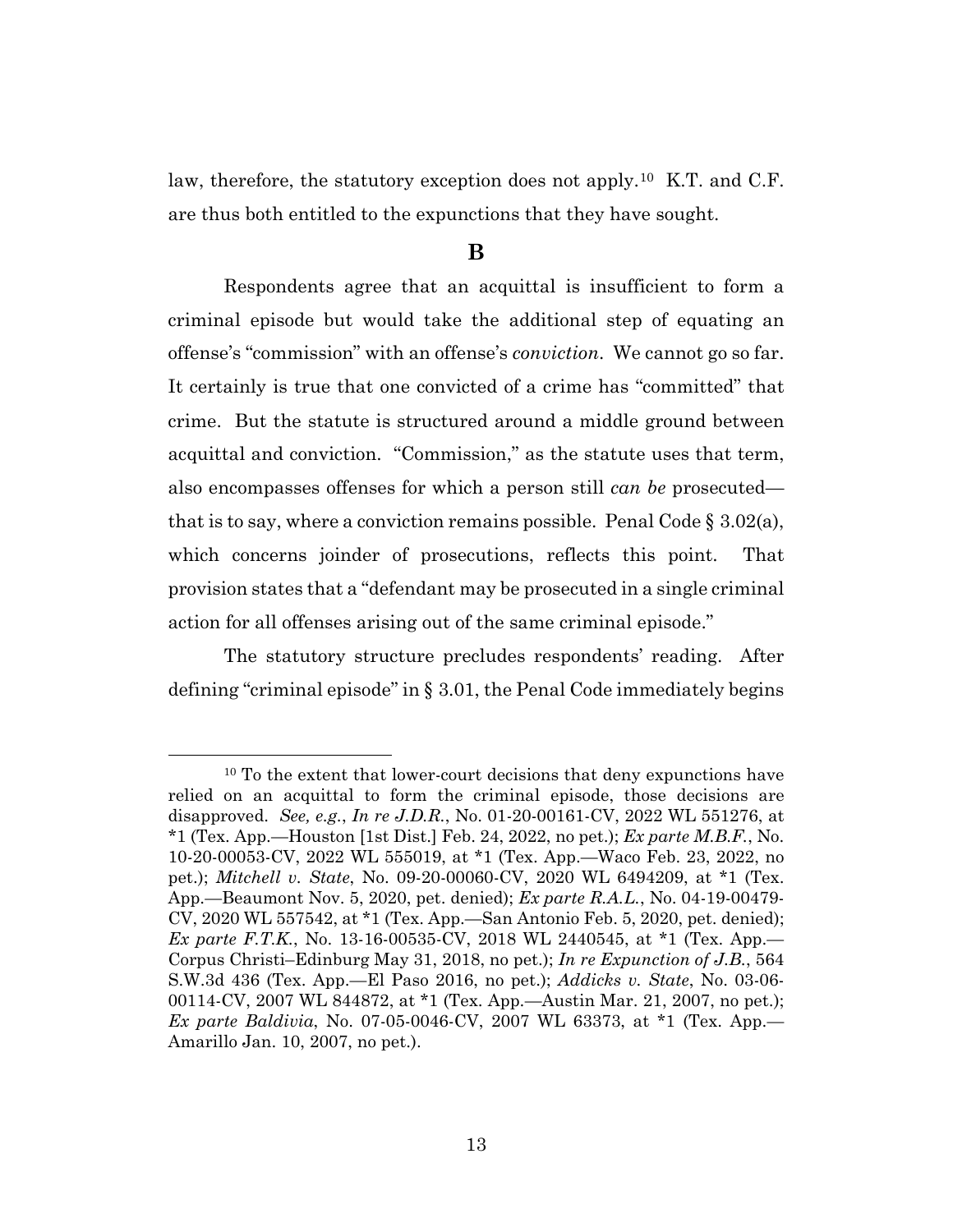law, therefore, the statutory exception does not apply.[10] K.T. and C.F. are thus both entitled to the expunctions that they have sought.

## B

Respondents agree that an acquittal is insufficient to form a criminal episode but would take the additional step of equating an offense's "commission" with an offense's *conviction*. We cannot go so far. It certainly is true that one convicted of a crime has "committed" that crime. But the statute is structured around a middle ground between acquittal and conviction. "Commission," as the statute uses that term, also encompasses offenses for which a person still *can be* prosecuted—that is to say, where a conviction remains possible. Penal Code § 3.02(a), which concerns joinder of prosecutions, reflects this point. That provision states that a "defendant may be prosecuted in a single criminal action for all offenses arising out of the same criminal episode."

The statutory structure precludes respondents' reading. After defining "criminal episode" in § 3.01, the Penal Code immediately begins

---

[10] To the extent that lower-court decisions that deny expunctions have relied on an acquittal to form the criminal episode, those decisions are disapproved. *See, e.g.*, *In re J.D.R.*, No. 01-20-00161-CV, 2022 WL 551276, at *1 (Tex. App.—Houston [1st Dist.] Feb. 24, 2022, no pet.); *Ex parte M.B.F.*, No. 10-20-00053-CV, 2022 WL 555019, at *1 (Tex. App.—Waco Feb. 23, 2022, no pet.); *Mitchell v. State*, No. 09-20-00060-CV, 2020 WL 6494209, at *1 (Tex. App.—Beaumont Nov. 5, 2020, pet. denied); *Ex parte R.A.L.*, No. 04-19-00479-CV, 2020 WL 557542, at *1 (Tex. App.—San Antonio Feb. 5, 2020, pet. denied); *Ex parte F.T.K.*, No. 13-16-00535-CV, 2018 WL 2440545, at *1 (Tex. App.—Corpus Christi–Edinburg May 31, 2018, no pet.); *In re Expunction of J.B.*, 564 S.W.3d 436 (Tex. App.—El Paso 2016, no pet.); *Addicks v. State*, No. 03-06-00114-CV, 2007 WL 844872, at *1 (Tex. App.—Austin Mar. 21, 2007, no pet.); *Ex parte Baldivia*, No. 07-05-0046-CV, 2007 WL 63373, at *1 (Tex. App.—Amarillo Jan. 10, 2007, no pet.).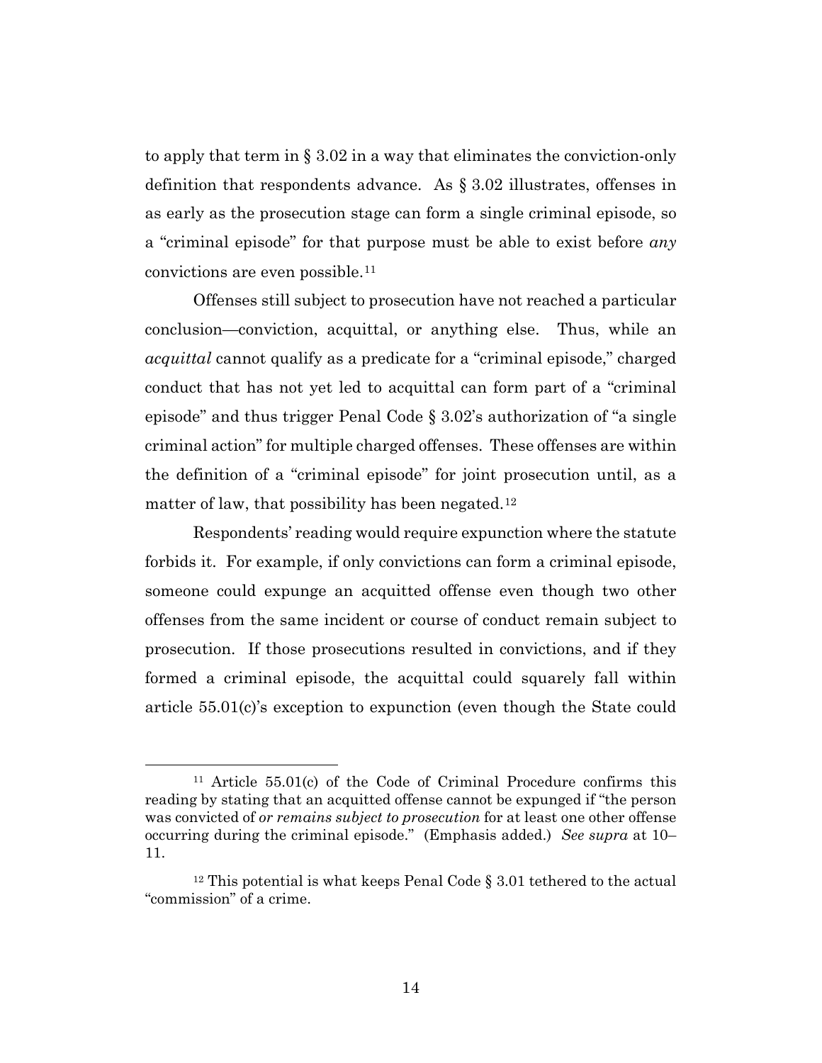to apply that term in § 3.02 in a way that eliminates the conviction-only definition that respondents advance. As § 3.02 illustrates, offenses in as early as the prosecution stage can form a single criminal episode, so a "criminal episode" for that purpose must be able to exist before *any* convictions are even possible.[11]

Offenses still subject to prosecution have not reached a particular conclusion—conviction, acquittal, or anything else. Thus, while an *acquittal* cannot qualify as a predicate for a "criminal episode," charged conduct that has not yet led to acquittal can form part of a "criminal episode" and thus trigger Penal Code § 3.02's authorization of "a single criminal action" for multiple charged offenses. These offenses are within the definition of a "criminal episode" for joint prosecution until, as a matter of law, that possibility has been negated.[12]

Respondents' reading would require expunction where the statute forbids it. For example, if only convictions can form a criminal episode, someone could expunge an acquitted offense even though two other offenses from the same incident or course of conduct remain subject to prosecution. If those prosecutions resulted in convictions, and if they formed a criminal episode, the acquittal could squarely fall within article 55.01(c)'s exception to expunction (even though the State could

---

[11] Article 55.01(c) of the Code of Criminal Procedure confirms this reading by stating that an acquitted offense cannot be expunged if "the person was convicted of *or remains subject to prosecution* for at least one other offense occurring during the criminal episode." (Emphasis added.) *See supra* at 10–11.

[12] This potential is what keeps Penal Code § 3.01 tethered to the actual "commission" of a crime.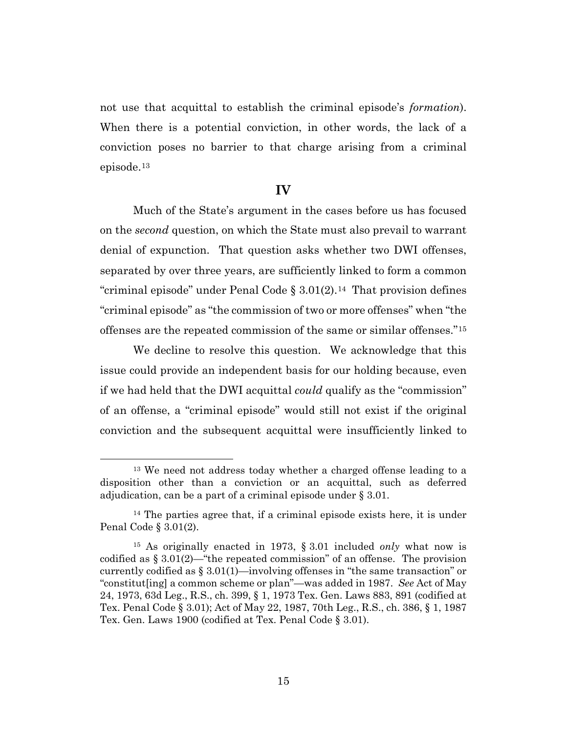not use that acquittal to establish the criminal episode's *formation*). When there is a potential conviction, in other words, the lack of a conviction poses no barrier to that charge arising from a criminal episode.[13]

## IV

Much of the State's argument in the cases before us has focused on the *second* question, on which the State must also prevail to warrant denial of expunction. That question asks whether two DWI offenses, separated by over three years, are sufficiently linked to form a common "criminal episode" under Penal Code § 3.01(2).[14] That provision defines "criminal episode" as "the commission of two or more offenses" when "the offenses are the repeated commission of the same or similar offenses."[15]

We decline to resolve this question. We acknowledge that this issue could provide an independent basis for our holding because, even if we had held that the DWI acquittal *could* qualify as the "commission" of an offense, a "criminal episode" would still not exist if the original conviction and the subsequent acquittal were insufficiently linked to

---

[13] We need not address today whether a charged offense leading to a disposition other than a conviction or an acquittal, such as deferred adjudication, can be a part of a criminal episode under § 3.01.

[14] The parties agree that, if a criminal episode exists here, it is under Penal Code § 3.01(2).

[15] As originally enacted in 1973, § 3.01 included *only* what now is codified as § 3.01(2)—"the repeated commission" of an offense. The provision currently codified as § 3.01(1)—involving offenses in "the same transaction" or "constitut[ing] a common scheme or plan"—was added in 1987. *See* Act of May 24, 1973, 63d Leg., R.S., ch. 399, § 1, 1973 Tex. Gen. Laws 883, 891 (codified at Tex. Penal Code § 3.01); Act of May 22, 1987, 70th Leg., R.S., ch. 386, § 1, 1987 Tex. Gen. Laws 1900 (codified at Tex. Penal Code § 3.01).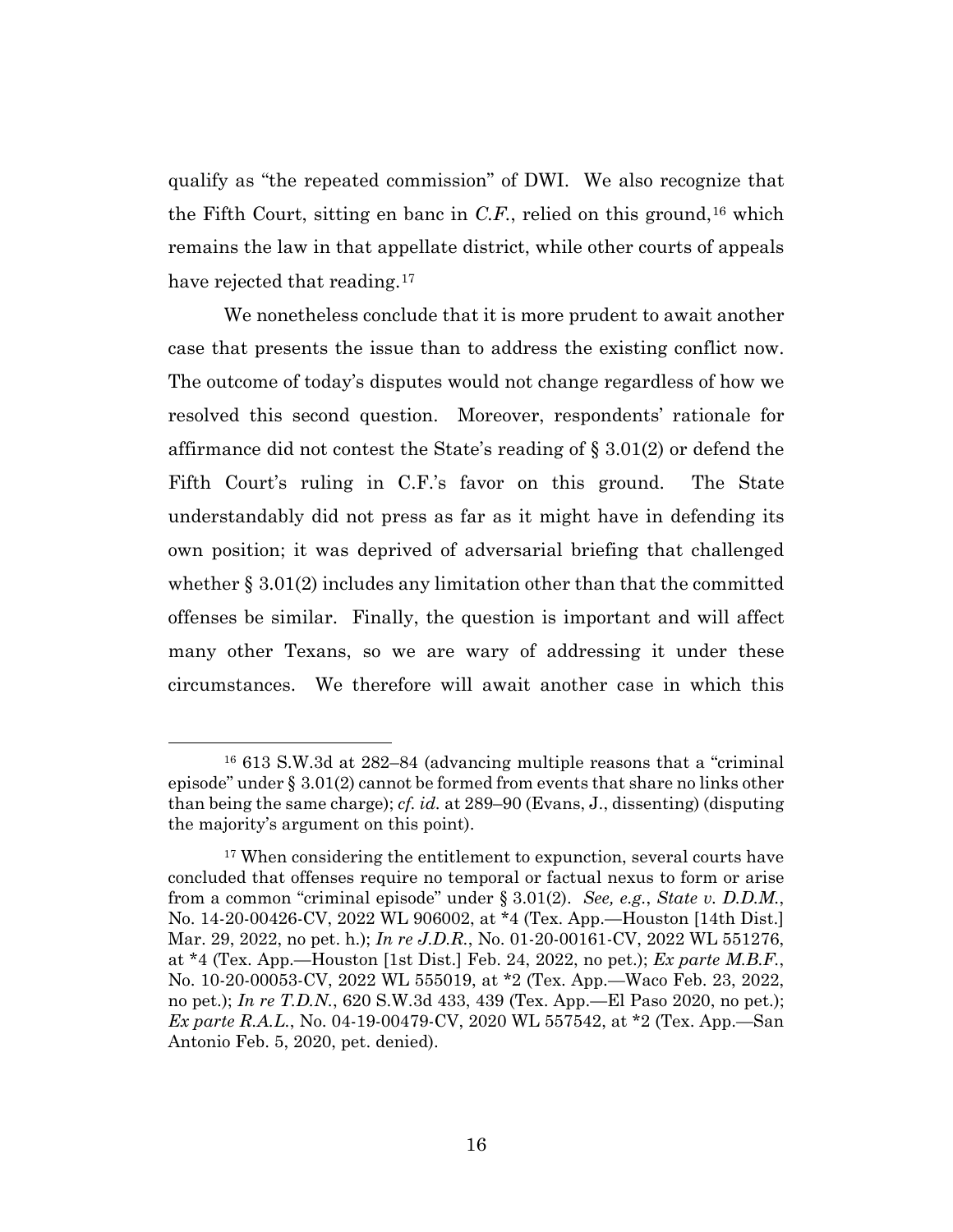qualify as "the repeated commission" of DWI. We also recognize that the Fifth Court, sitting en banc in *C.F.*, relied on this ground,[16] which remains the law in that appellate district, while other courts of appeals have rejected that reading.[17]

We nonetheless conclude that it is more prudent to await another case that presents the issue than to address the existing conflict now. The outcome of today's disputes would not change regardless of how we resolved this second question. Moreover, respondents' rationale for affirmance did not contest the State's reading of § 3.01(2) or defend the Fifth Court's ruling in C.F.'s favor on this ground. The State understandably did not press as far as it might have in defending its own position; it was deprived of adversarial briefing that challenged whether § 3.01(2) includes any limitation other than that the committed offenses be similar. Finally, the question is important and will affect many other Texans, so we are wary of addressing it under these circumstances. We therefore will await another case in which this

---

[16] 613 S.W.3d at 282–84 (advancing multiple reasons that a "criminal episode" under § 3.01(2) cannot be formed from events that share no links other than being the same charge); *cf. id.* at 289–90 (Evans, J., dissenting) (disputing the majority's argument on this point).

[17] When considering the entitlement to expunction, several courts have concluded that offenses require no temporal or factual nexus to form or arise from a common "criminal episode" under § 3.01(2). *See, e.g.*, *State v. D.D.M.*, No. 14-20-00426-CV, 2022 WL 906002, at *4 (Tex. App.—Houston [14th Dist.] Mar. 29, 2022, no pet. h.); *In re J.D.R.*, No. 01-20-00161-CV, 2022 WL 551276, at *4 (Tex. App.—Houston [1st Dist.] Feb. 24, 2022, no pet.); *Ex parte M.B.F.*, No. 10-20-00053-CV, 2022 WL 555019, at *2 (Tex. App.—Waco Feb. 23, 2022, no pet.); *In re T.D.N.*, 620 S.W.3d 433, 439 (Tex. App.—El Paso 2020, no pet.); *Ex parte R.A.L.*, No. 04-19-00479-CV, 2020 WL 557542, at *2 (Tex. App.—San Antonio Feb. 5, 2020, pet. denied).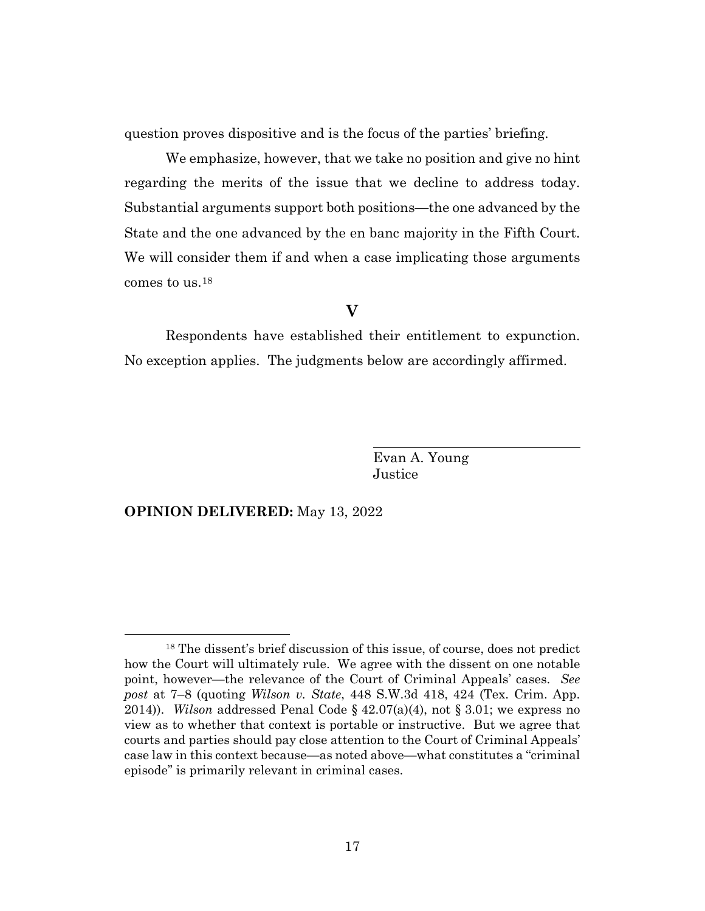question proves dispositive and is the focus of the parties' briefing.

We emphasize, however, that we take no position and give no hint regarding the merits of the issue that we decline to address today. Substantial arguments support both positions—the one advanced by the State and the one advanced by the en banc majority in the Fifth Court. We will consider them if and when a case implicating those arguments comes to us.[18]

## V

Respondents have established their entitlement to expunction. No exception applies. The judgments below are accordingly affirmed.

Evan A. Young
Justice

**OPINION DELIVERED:** May 13, 2022

---

[18] The dissent's brief discussion of this issue, of course, does not predict how the Court will ultimately rule. We agree with the dissent on one notable point, however—the relevance of the Court of Criminal Appeals' cases. *See post* at 7–8 (quoting *Wilson v. State*, 448 S.W.3d 418, 424 (Tex. Crim. App. 2014)). *Wilson* addressed Penal Code § 42.07(a)(4), not § 3.01; we express no view as to whether that context is portable or instructive. But we agree that courts and parties should pay close attention to the Court of Criminal Appeals' case law in this context because—as noted above—what constitutes a "criminal episode" is primarily relevant in criminal cases.